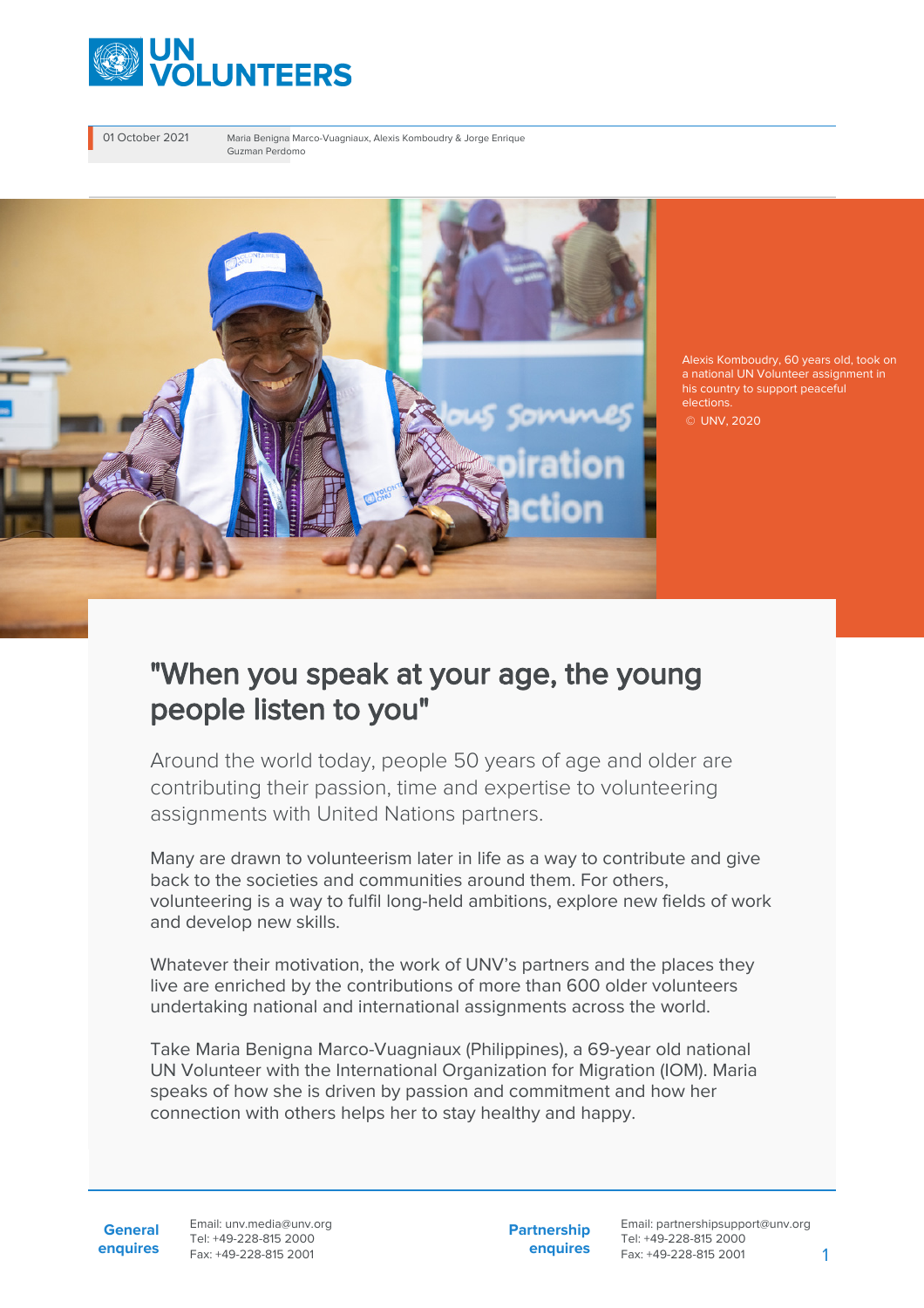01 October 2021

Maria Benigna Marco-Vuagniaux, Alexis Komboudry & Jorge Enrique Guzman Perdomo

Alexis Komboudry, 60 years old, took on a national UN Volunteer assignment in his country to support peaceful elections.
© UNV, 2020

# "When you speak at your age, the young people listen to you"

Around the world today, people 50 years of age and older are contributing their passion, time and expertise to volunteering assignments with United Nations partners.

Many are drawn to volunteerism later in life as a way to contribute and give back to the societies and communities around them. For others, volunteering is a way to fulfil long-held ambitions, explore new fields of work and develop new skills.

Whatever their motivation, the work of UNV's partners and the places they live are enriched by the contributions of more than 600 older volunteers undertaking national and international assignments across the world.

Take Maria Benigna Marco-Vuagniaux (Philippines), a 69-year old national UN Volunteer with the International Organization for Migration (IOM). Maria speaks of how she is driven by passion and commitment and how her connection with others helps her to stay healthy and happy.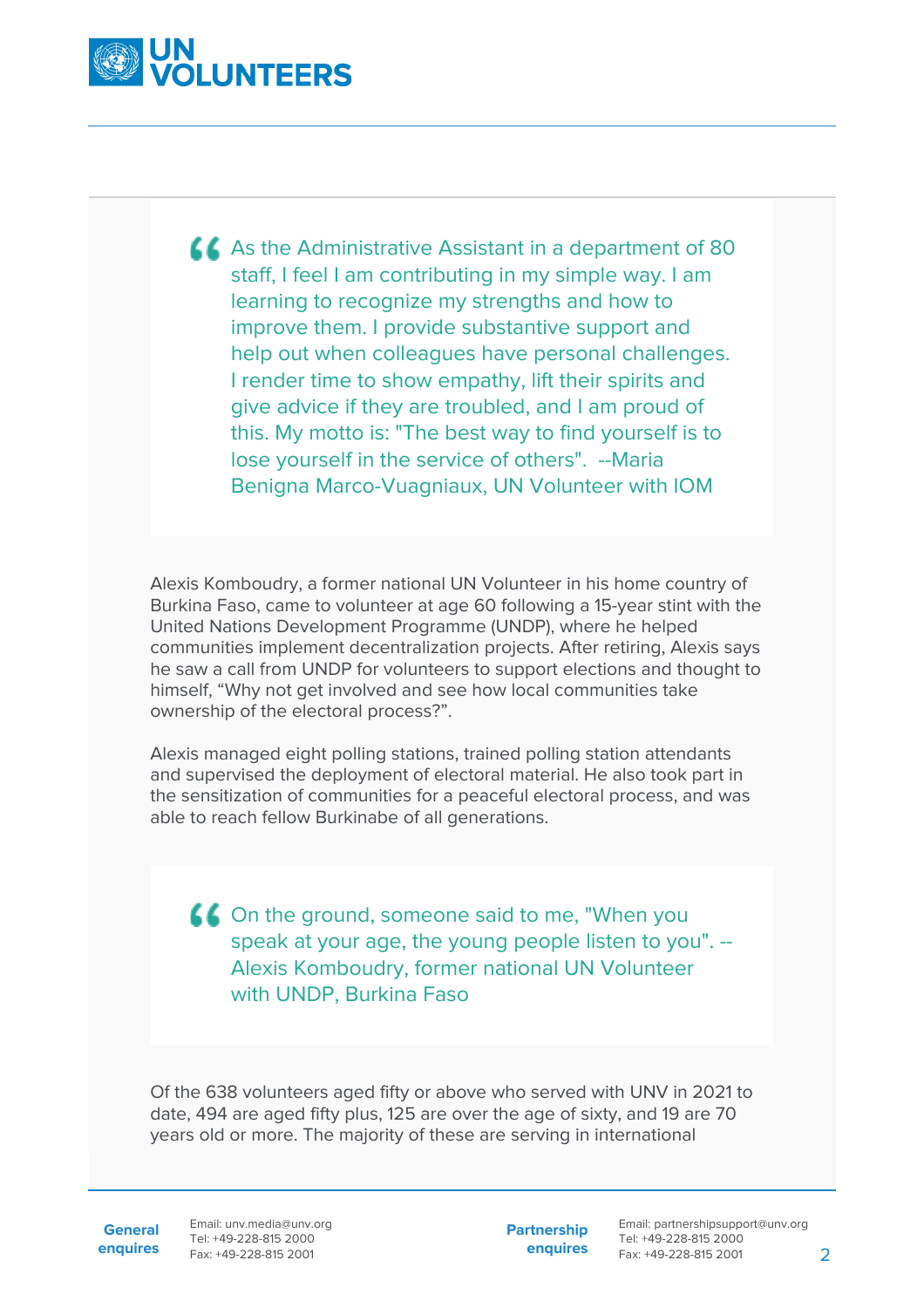> As the Administrative Assistant in a department of 80 staff, I feel I am contributing in my simple way. I am learning to recognize my strengths and how to improve them. I provide substantive support and help out when colleagues have personal challenges. I render time to show empathy, lift their spirits and give advice if they are troubled, and I am proud of this. My motto is: "The best way to find yourself is to lose yourself in the service of others". --Maria Benigna Marco-Vuagniaux, UN Volunteer with IOM

Alexis Komboudry, a former national UN Volunteer in his home country of Burkina Faso, came to volunteer at age 60 following a 15-year stint with the United Nations Development Programme (UNDP), where he helped communities implement decentralization projects. After retiring, Alexis says he saw a call from UNDP for volunteers to support elections and thought to himself, "Why not get involved and see how local communities take ownership of the electoral process?".

Alexis managed eight polling stations, trained polling station attendants and supervised the deployment of electoral material. He also took part in the sensitization of communities for a peaceful electoral process, and was able to reach fellow Burkinabe of all generations.

> On the ground, someone said to me, "When you speak at your age, the young people listen to you". --Alexis Komboudry, former national UN Volunteer with UNDP, Burkina Faso

Of the 638 volunteers aged fifty or above who served with UNV in 2021 to date, 494 are aged fifty plus, 125 are over the age of sixty, and 19 are 70 years old or more. The majority of these are serving in international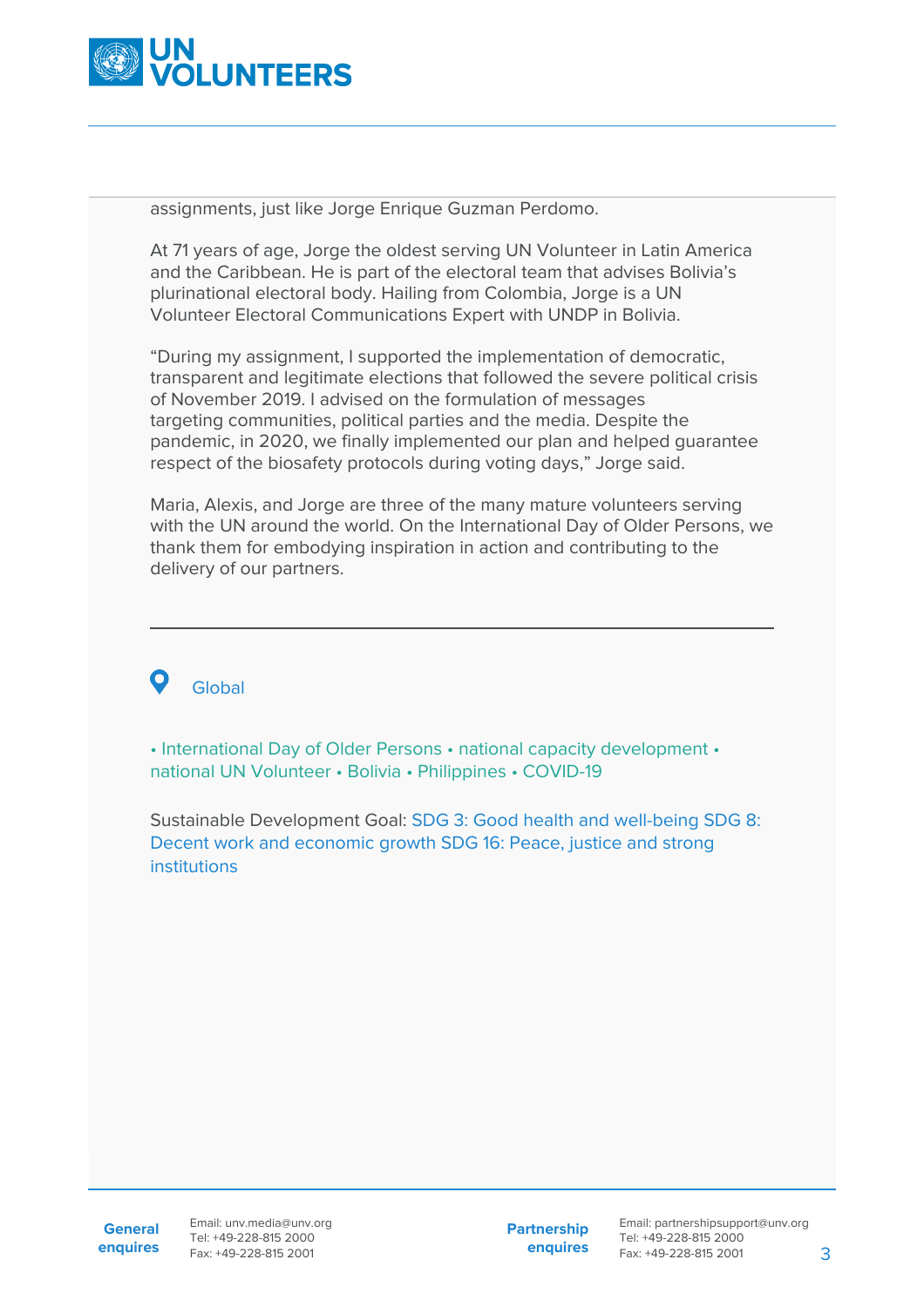assignments, just like Jorge Enrique Guzman Perdomo.

At 71 years of age, Jorge the oldest serving UN Volunteer in Latin America and the Caribbean. He is part of the electoral team that advises Bolivia's plurinational electoral body. Hailing from Colombia, Jorge is a UN Volunteer Electoral Communications Expert with UNDP in Bolivia.

"During my assignment, I supported the implementation of democratic, transparent and legitimate elections that followed the severe political crisis of November 2019. I advised on the formulation of messages targeting communities, political parties and the media. Despite the pandemic, in 2020, we finally implemented our plan and helped guarantee respect of the biosafety protocols during voting days," Jorge said.

Maria, Alexis, and Jorge are three of the many mature volunteers serving with the UN around the world. On the International Day of Older Persons, we thank them for embodying inspiration in action and contributing to the delivery of our partners.

---

Global

• International Day of Older Persons • national capacity development • national UN Volunteer • Bolivia • Philippines • COVID-19

Sustainable Development Goal: SDG 3: Good health and well-being SDG 8: Decent work and economic growth SDG 16: Peace, justice and strong institutions

**General enquires**
Email: unv.media@unv.org
Tel: +49-228-815 2000
Fax: +49-228-815 2001

**Partnership enquires**
Email: partnershipsupport@unv.org
Tel: +49-228-815 2000
Fax: +49-228-815 2001